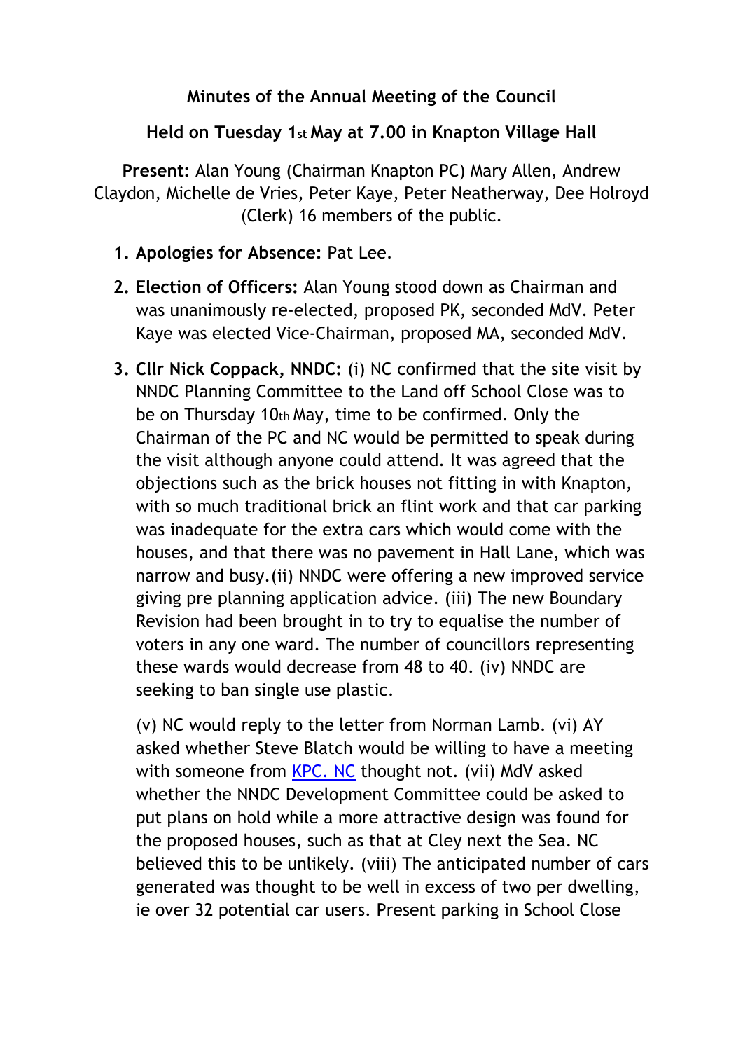**Minutes of the Annual Meeting of the Council**

**Held on Tuesday 1st May at 7.00 in Knapton Village Hall**

**Present:** Alan Young (Chairman Knapton PC) Mary Allen, Andrew Claydon, Michelle de Vries, Peter Kaye, Peter Neatherway, Dee Holroyd (Clerk) 16 members of the public.

1. **Apologies for Absence:** Pat Lee.
2. **Election of Officers:** Alan Young stood down as Chairman and was unanimously re-elected, proposed PK, seconded MdV. Peter Kaye was elected Vice-Chairman, proposed MA, seconded MdV.
3. **Cllr Nick Coppack, NNDC:** (i) NC confirmed that the site visit by NNDC Planning Committee to the Land off School Close was to be on Thursday 10th May, time to be confirmed. Only the Chairman of the PC and NC would be permitted to speak during the visit although anyone could attend. It was agreed that the objections such as the brick houses not fitting in with Knapton, with so much traditional brick an flint work and that car parking was inadequate for the extra cars which would come with the houses, and that there was no pavement in Hall Lane, which was narrow and busy.(ii) NNDC were offering a new improved service giving pre planning application advice. (iii) The new Boundary Revision had been brought in to try to equalise the number of voters in any one ward. The number of councillors representing these wards would decrease from 48 to 40. (iv) NNDC are seeking to ban single use plastic.

   (v) NC would reply to the letter from Norman Lamb. (vi) AY asked whether Steve Blatch would be willing to have a meeting with someone from KPC. NC thought not. (vii) MdV asked whether the NNDC Development Committee could be asked to put plans on hold while a more attractive design was found for the proposed houses, such as that at Cley next the Sea. NC believed this to be unlikely. (viii) The anticipated number of cars generated was thought to be well in excess of two per dwelling, ie over 32 potential car users. Present parking in School Close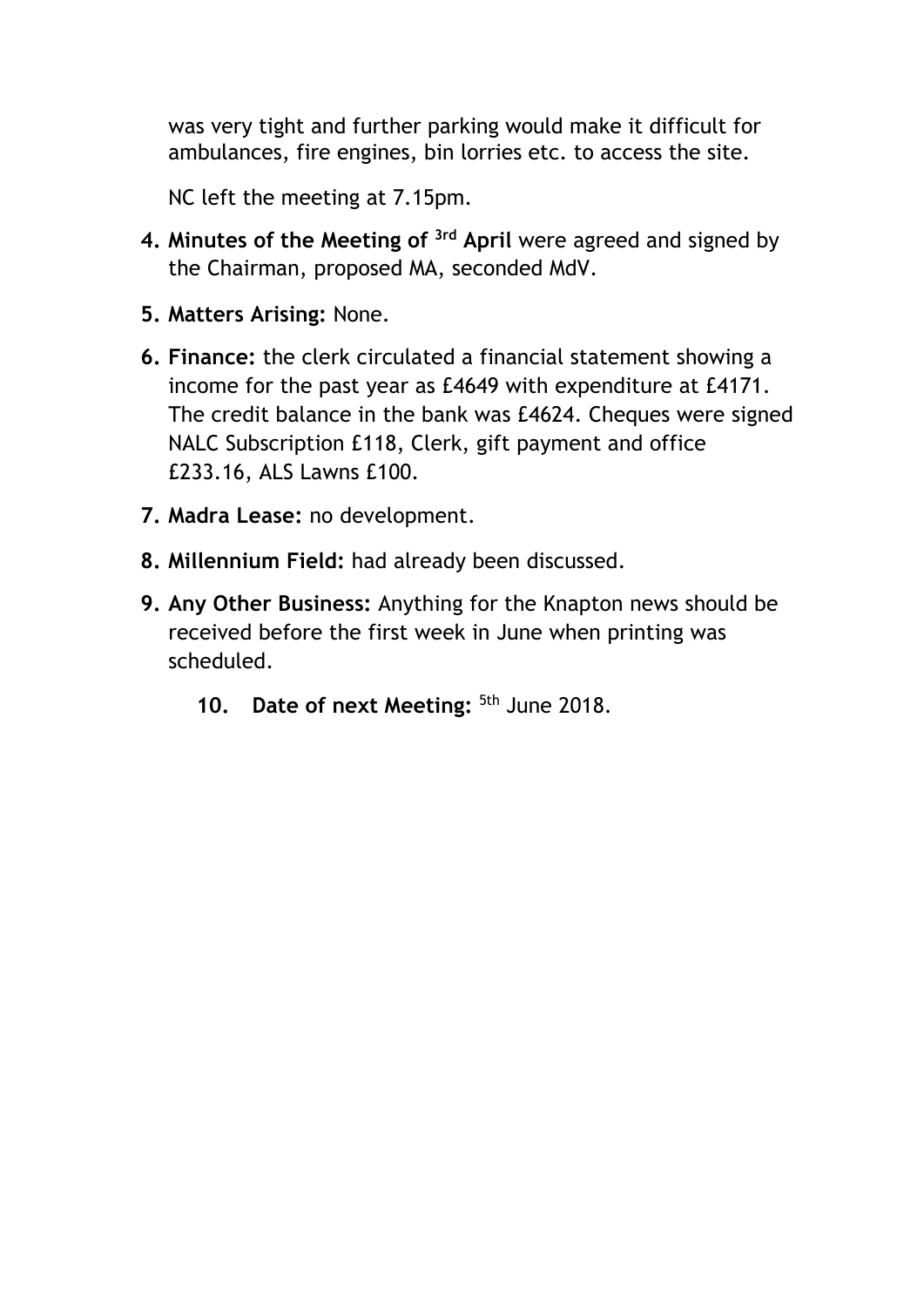was very tight and further parking would make it difficult for ambulances, fire engines, bin lorries etc. to access the site.

NC left the meeting at 7.15pm.

4. **Minutes of the Meeting of 3rd April** were agreed and signed by the Chairman, proposed MA, seconded MdV.
5. **Matters Arising:** None.
6. **Finance:** the clerk circulated a financial statement showing a income for the past year as £4649 with expenditure at £4171. The credit balance in the bank was £4624. Cheques were signed NALC Subscription £118, Clerk, gift payment and office £233.16, ALS Lawns £100.
7. **Madra Lease:** no development.
8. **Millennium Field:** had already been discussed.
9. **Any Other Business:** Anything for the Knapton news should be received before the first week in June when printing was scheduled.
10. **Date of next Meeting:** 5th June 2018.